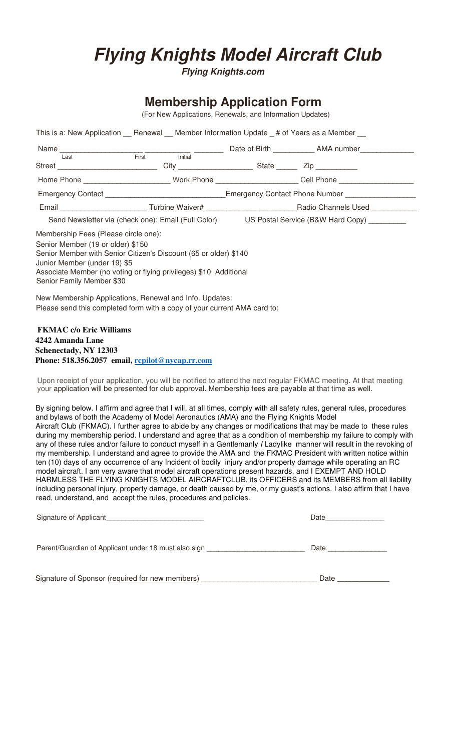# *Flying Knights Model Aircraft Club*

***Flying Knights.com***

## Membership Application Form

(For New Applications, Renewals, and Information Updates)

This is a: New Application __ Renewal __ Member Information Update _ # of Years as a Member __

Name ___________________ ___________ _______ Date of Birth __________ AMA number_____________
Last First Initial

Street _______________________ City _________________ State _____ Zip __________

Home Phone ____________________ Work Phone ___________________ Cell Phone _________________

Emergency Contact ___________________________ Emergency Contact Phone Number ________________

Email ____________________ Turbine Waiver# ____________________ Radio Channels Used ___________

Send Newsletter via (check one): Email (Full Color) US Postal Service (B&W Hard Copy) _________

Membership Fees (Please circle one):
Senior Member (19 or older) $150
Senior Member with Senior Citizen's Discount (65 or older) $140
Junior Member (under 19) $5
Associate Member (no voting or flying privileges) $10 Additional
Senior Family Member $30

New Membership Applications, Renewal and Info. Updates:
Please send this completed form with a copy of your current AMA card to:

**FKMAC c/o Eric Williams**
**4242 Amanda Lane**
**Schenectady, NY 12303**
**Phone: 518.356.2057 email, rcpilot@nycap.rr.com**

Upon receipt of your application, you will be notified to attend the next regular FKMAC meeting. At that meeting your application will be presented for club approval. Membership fees are payable at that time as well.

By signing below. I affirm and agree that I will, at all times, comply with all safety rules, general rules, procedures and bylaws of both the Academy of Model Aeronautics (AMA) and the Flying Knights Model Aircraft Club (FKMAC). I further agree to abide by any changes or modifications that may be made to these rules during my membership period. I understand and agree that as a condition of membership my failure to comply with any of these rules and/or failure to conduct myself in a Gentlemanly / Ladylike manner will result in the revoking of my membership. I understand and agree to provide the AMA and the FKMAC President with written notice within ten (10) days of any occurrence of any Incident of bodily injury and/or property damage while operating an RC model aircraft. I am very aware that model aircraft operations present hazards, and I EXEMPT AND HOLD HARMLESS THE FLYING KNIGHTS MODEL AIRCRAFTCLUB, its OFFICERS and its MEMBERS from all liability including personal injury, property damage, or death caused by me, or my guest's actions. I also affirm that I have read, understand, and accept the rules, procedures and policies.

Signature of Applicant________________________ Date_______________

Parent/Guardian of Applicant under 18 must also sign ________________________ Date _______________

Signature of Sponsor (required for new members) ___________________________ Date _____________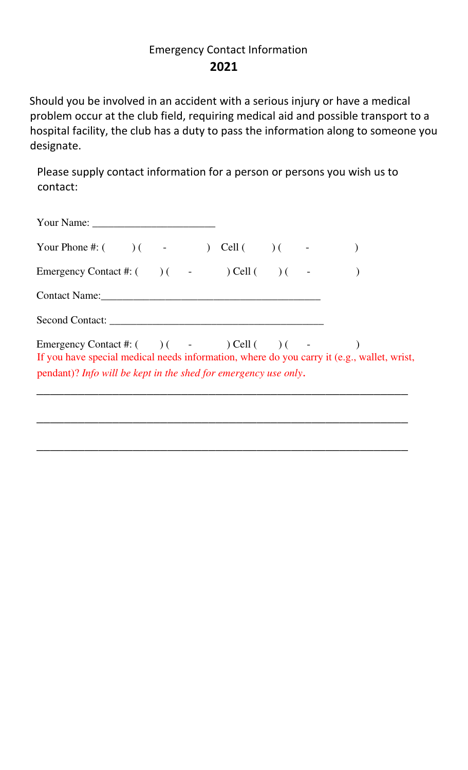# Emergency Contact Information

## 2021

Should you be involved in an accident with a serious injury or have a medical problem occur at the club field, requiring medical aid and possible transport to a hospital facility, the club has a duty to pass the information along to someone you designate.

Please supply contact information for a person or persons you wish us to contact:

Your Name: ______________________

Your Phone #: (     ) (     -          )  Cell (     ) (     -          )

Emergency Contact #: (     ) (     -          ) Cell (     ) (     -          )

Contact Name:________________________________________

Second Contact: ______________________________________

Emergency Contact #: (     ) (     -          ) Cell (     ) (     -          )

If you have special medical needs information, where do you carry it (e.g., wallet, wrist, pendant)? *Info will be kept in the shed for emergency use only*.

_________________________________________________________________

_________________________________________________________________

_________________________________________________________________